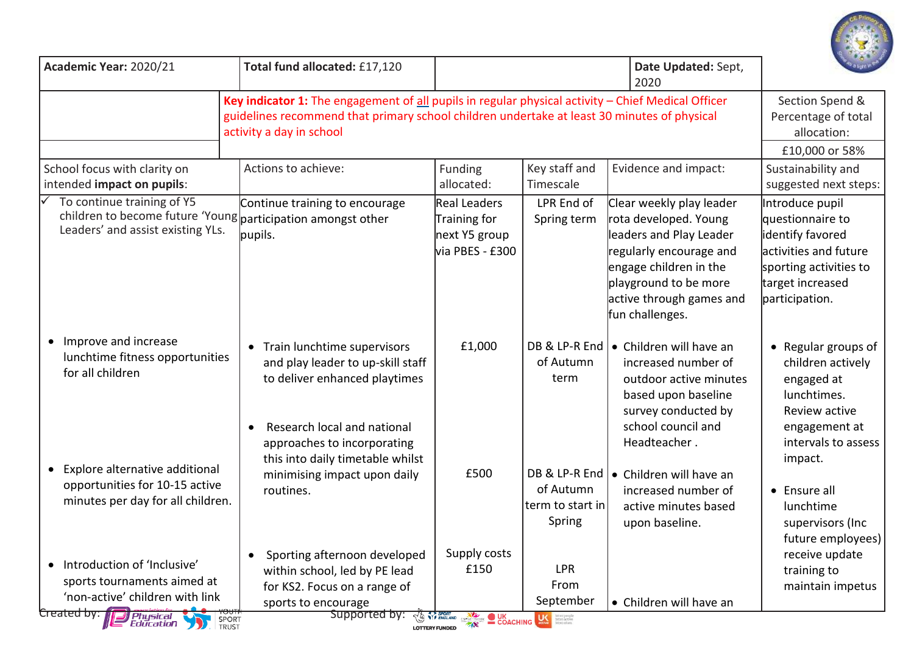| Academic Year: 2020/21 | Total fund allocated: £17,120 | | | Date Updated: Sept, 2020 | |
|---|---|---|---|---|---|
| | **Key indicator 1:** The engagement of all pupils in regular physical activity – Chief Medical Officer guidelines recommend that primary school children undertake at least 30 minutes of physical activity a day in school | | | | Section Spend & Percentage of total allocation: £10,000 or 58% |
| School focus with clarity on intended **impact on pupils**: | Actions to achieve: | Funding allocated: | Key staff and Timescale | Evidence and impact: | Sustainability and suggested next steps: |
| ✓ To continue training of Y5 children to become future 'Young Leaders' and assist existing YLs. | Continue training to encourage participation amongst other pupils. | Real Leaders Training for next Y5 group via PBES - £300 | LPR End of Spring term | Clear weekly play leader rota developed. Young leaders and Play Leader regularly encourage and engage children in the playground to be more active through games and fun challenges. | Introduce pupil questionnaire to identify favored activities and future sporting activities to target increased participation. |
| • Improve and increase lunchtime fitness opportunities for all children | • Train lunchtime supervisors and play leader to up-skill staff to deliver enhanced playtimes | £1,000 | DB & LP-R End of Autumn term | • Children will have an increased number of outdoor active minutes based upon baseline survey conducted by school council and Headteacher . | • Regular groups of children actively engaged at lunchtimes. Review active engagement at intervals to assess impact. |
| • Explore alternative additional opportunities for 10-15 active minutes per day for all children. | • Research local and national approaches to incorporating this into daily timetable whilst minimising impact upon daily routines. | £500 | DB & LP-R End of Autumn term to start in Spring | • Children will have an increased number of active minutes based upon baseline. | • Ensure all lunchtime supervisors (Inc future employees) receive update training to maintain impetus |
| • Introduction of 'Inclusive' sports tournaments aimed at 'non-active' children with link | • Sporting afternoon developed within school, led by PE lead for KS2. Focus on a range of sports to encourage | Supply costs £150 | LPR From September | • Children will have an | |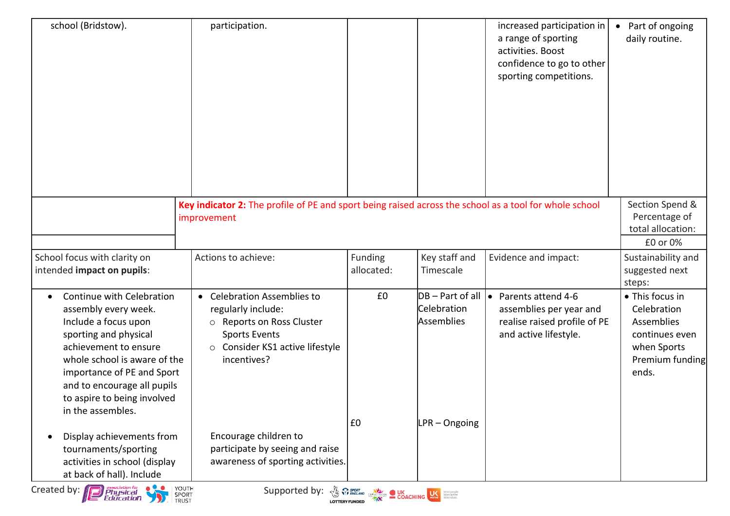| | | | | | |
|---|---|---|---|---|---|
| school (Bridstow). | participation. | | | increased participation in a range of sporting activities. Boost confidence to go to other sporting competitions. | • Part of ongoing daily routine. |

| **Key indicator 2:** The profile of PE and sport being raised across the school as a tool for whole school improvement | | | | | Section Spend & Percentage of total allocation: |
|---|---|---|---|---|---|
| | | | | | £0 or 0% |
| School focus with clarity on intended **impact on pupils**: | Actions to achieve: | Funding allocated: | Key staff and Timescale | Evidence and impact: | Sustainability and suggested next steps: |
| • Continue with Celebration assembly every week. Include a focus upon sporting and physical achievement to ensure whole school is aware of the importance of PE and Sport and to encourage all pupils to aspire to being involved in the assembles.<br><br>• Display achievements from tournaments/sporting activities in school (display at back of hall). Include | • Celebration Assemblies to regularly include:<br>○ Reports on Ross Cluster Sports Events<br>○ Consider KS1 active lifestyle incentives?<br><br>Encourage children to participate by seeing and raise awareness of sporting activities. | £0<br><br>£0 | DB – Part of all Celebration Assemblies<br><br>LPR – Ongoing | • Parents attend 4-6 assemblies per year and realise raised profile of PE and active lifestyle. | • This focus in Celebration Assemblies continues even when Sports Premium funding ends. |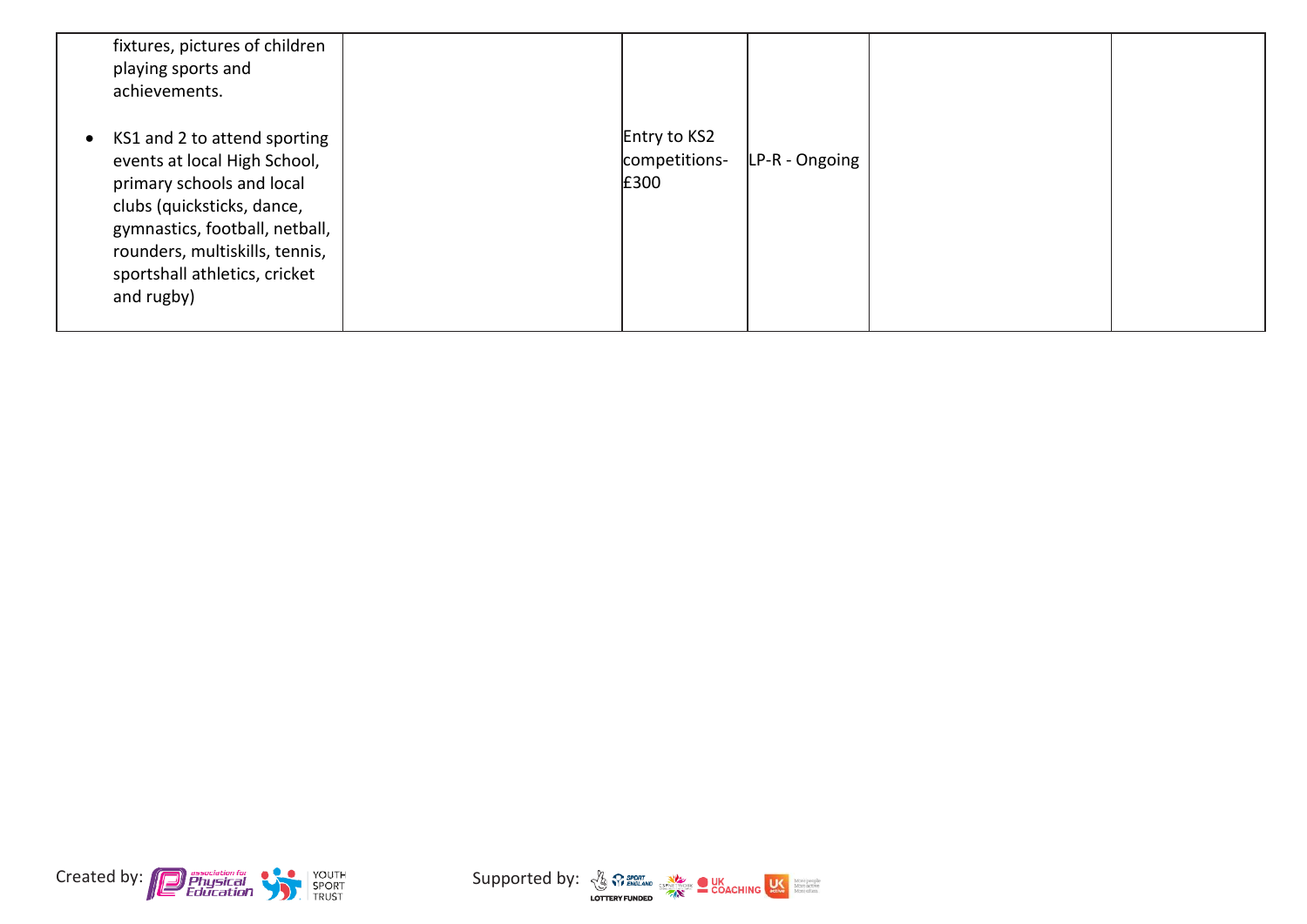| | | | | | |
|---|---|---|---|---|---|
| fixtures, pictures of children playing sports and achievements.<br><br>• KS1 and 2 to attend sporting events at local High School, primary schools and local clubs (quicksticks, dance, gymnastics, football, netball, rounders, multiskills, tennis, sportshall athletics, cricket and rugby) | | Entry to KS2 competitions- £300 | LP-R - Ongoing | | |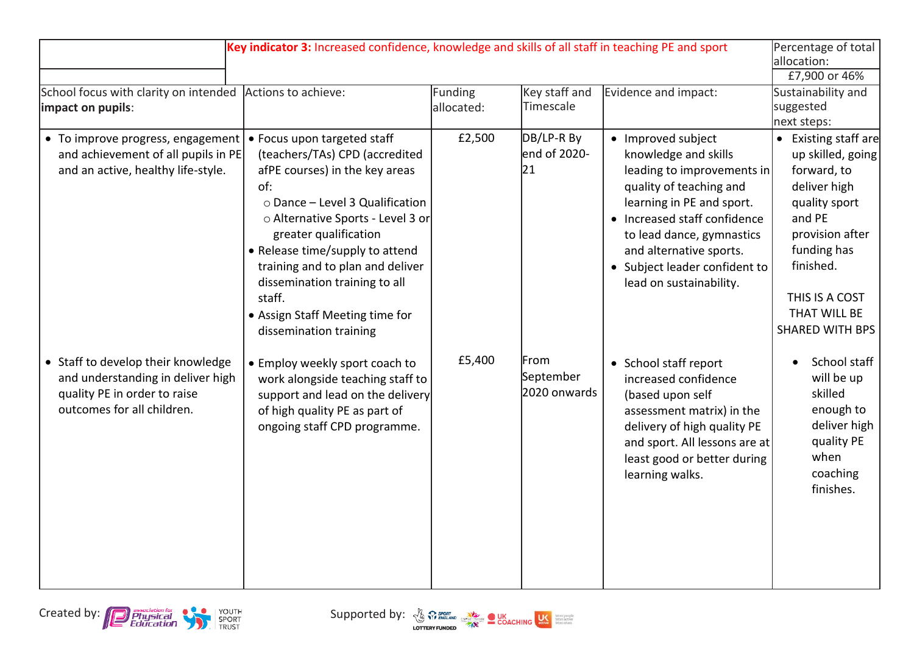| | Key indicator 3: Increased confidence, knowledge and skills of all staff in teaching PE and sport | | | | Percentage of total allocation: |
|---|---|---|---|---|---|
| | | | | | £7,900 or 46% |
| School focus with clarity on intended **impact on pupils**: | Actions to achieve: | Funding allocated: | Key staff and Timescale | Evidence and impact: | Sustainability and suggested next steps: |
| • To improve progress, engagement and achievement of all pupils in PE and an active, healthy life-style. | • Focus upon targeted staff (teachers/TAs) CPD (accredited afPE courses) in the key areas of:<br>○ Dance – Level 3 Qualification<br>○ Alternative Sports - Level 3 or greater qualification<br>• Release time/supply to attend training and to plan and deliver dissemination training to all staff.<br>• Assign Staff Meeting time for dissemination training | £2,500 | DB/LP-R By end of 2020-21 | • Improved subject knowledge and skills leading to improvements in quality of teaching and learning in PE and sport.<br>• Increased staff confidence to lead dance, gymnastics and alternative sports.<br>• Subject leader confident to lead on sustainability. | • Existing staff are up skilled, going forward, to deliver high quality sport and PE provision after funding has finished.<br><br>THIS IS A COST THAT WILL BE SHARED WITH BPS |
| • Staff to develop their knowledge and understanding in deliver high quality PE in order to raise outcomes for all children. | • Employ weekly sport coach to work alongside teaching staff to support and lead on the delivery of high quality PE as part of ongoing staff CPD programme. | £5,400 | From September 2020 onwards | • School staff report increased confidence (based upon self assessment matrix) in the delivery of high quality PE and sport. All lessons are at least good or better during learning walks. | • School staff will be up skilled enough to deliver high quality PE when coaching finishes. |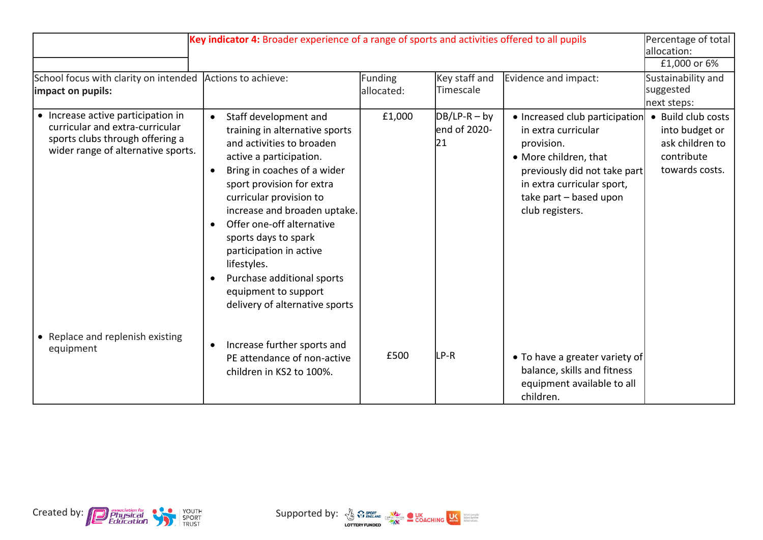| | Key indicator 4: Broader experience of a range of sports and activities offered to all pupils | | | | Percentage of total allocation: |
|---|---|---|---|---|---|
| | | | | | £1,000 or 6% |
| School focus with clarity on intended **impact on pupils:** | Actions to achieve: | Funding allocated: | Key staff and Timescale | Evidence and impact: | Sustainability and suggested next steps: |
| • Increase active participation in curricular and extra-curricular sports clubs through offering a wider range of alternative sports. | • Staff development and training in alternative sports and activities to broaden active a participation.<br>• Bring in coaches of a wider sport provision for extra curricular provision to increase and broaden uptake.<br>• Offer one-off alternative sports days to spark participation in active lifestyles.<br>• Purchase additional sports equipment to support delivery of alternative sports | £1,000 | DB/LP-R – by end of 2020-21 | • Increased club participation in extra curricular provision.<br>• More children, that previously did not take part in extra curricular sport, take part – based upon club registers. | • Build club costs into budget or ask children to contribute towards costs. |
| • Replace and replenish existing equipment | • Increase further sports and PE attendance of non-active children in KS2 to 100%. | £500 | LP-R | • To have a greater variety of balance, skills and fitness equipment available to all children. | |

Created by: Association for Physical Education, Youth Sport Trust

Supported by: Sport England (Lottery Funded), CSPN, UK Coaching, UK Active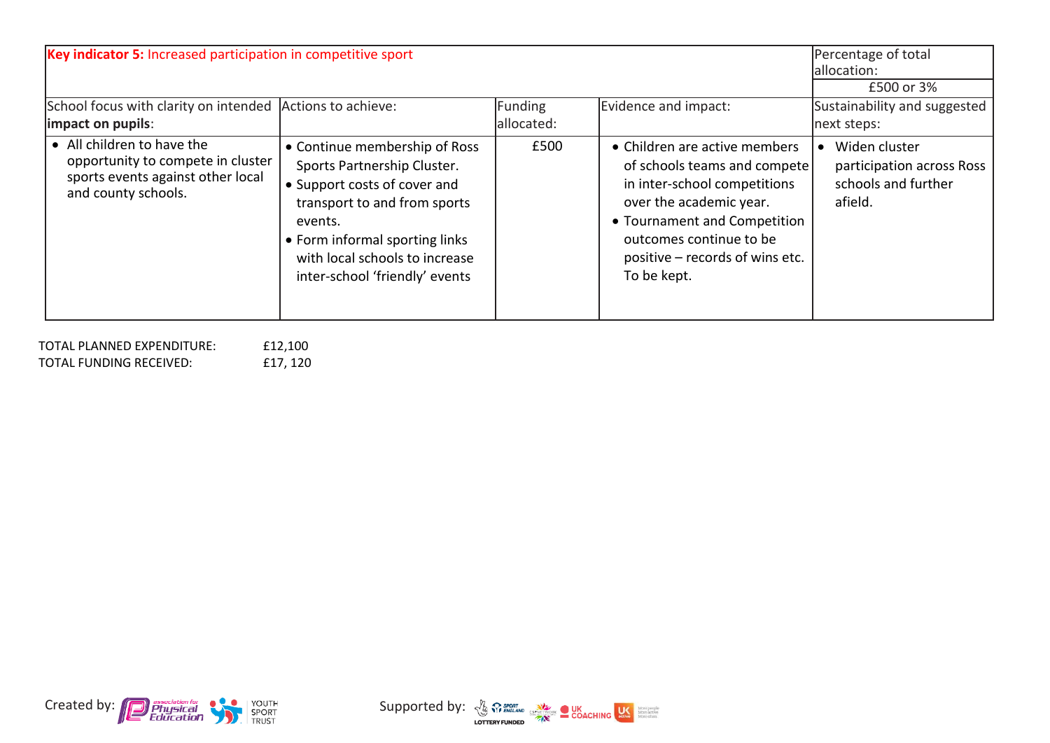| Key indicator 5: Increased participation in competitive sport | | | | Percentage of total allocation: £500 or 3% |
|---|---|---|---|---|
| School focus with clarity on intended **impact on pupils**: | Actions to achieve: | Funding allocated: | Evidence and impact: | Sustainability and suggested next steps: |
| • All children to have the opportunity to compete in cluster sports events against other local and county schools. | • Continue membership of Ross Sports Partnership Cluster.<br>• Support costs of cover and transport to and from sports events.<br>• Form informal sporting links with local schools to increase inter-school 'friendly' events | £500 | • Children are active members of schools teams and compete in inter-school competitions over the academic year.<br>• Tournament and Competition outcomes continue to be positive – records of wins etc. To be kept. | • Widen cluster participation across Ross schools and further afield. |

TOTAL PLANNED EXPENDITURE: £12,100
TOTAL FUNDING RECEIVED: £17, 120

Created by: association for Physical Education, YOUTH SPORT TRUST

Supported by: SPORT ENGLAND, LOTTERY FUNDED, UK COACHING, UK active